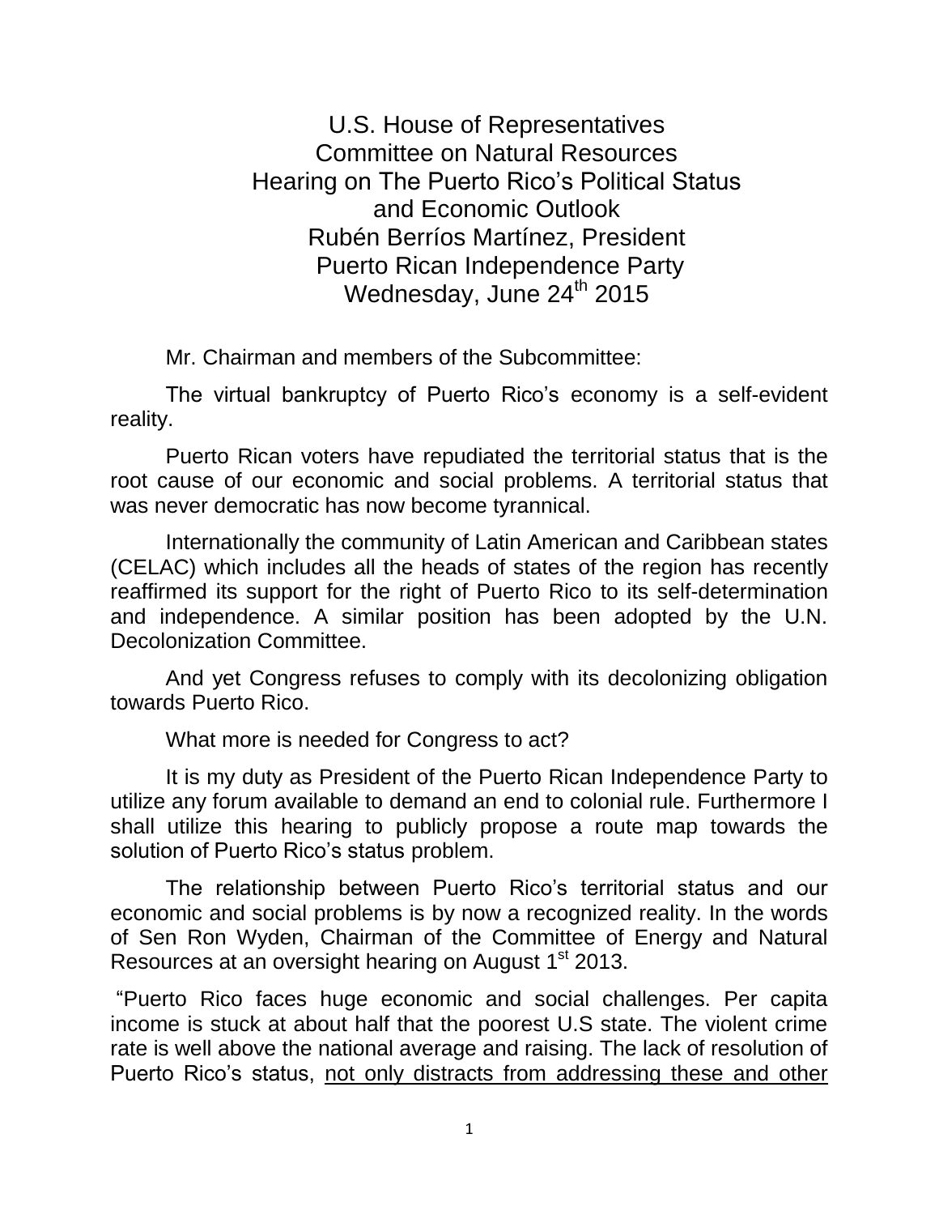# U.S. House of Representatives
# Committee on Natural Resources
# Hearing on The Puerto Rico's Political Status and Economic Outlook
## Rubén Berríos Martínez, President
## Puerto Rican Independence Party
## Wednesday, June 24th 2015

Mr. Chairman and members of the Subcommittee:

The virtual bankruptcy of Puerto Rico's economy is a self-evident reality.

Puerto Rican voters have repudiated the territorial status that is the root cause of our economic and social problems. A territorial status that was never democratic has now become tyrannical.

Internationally the community of Latin American and Caribbean states (CELAC) which includes all the heads of states of the region has recently reaffirmed its support for the right of Puerto Rico to its self-determination and independence. A similar position has been adopted by the U.N. Decolonization Committee.

And yet Congress refuses to comply with its decolonizing obligation towards Puerto Rico.

What more is needed for Congress to act?

It is my duty as President of the Puerto Rican Independence Party to utilize any forum available to demand an end to colonial rule. Furthermore I shall utilize this hearing to publicly propose a route map towards the solution of Puerto Rico's status problem.

The relationship between Puerto Rico's territorial status and our economic and social problems is by now a recognized reality. In the words of Sen Ron Wyden, Chairman of the Committee of Energy and Natural Resources at an oversight hearing on August 1st 2013.

"Puerto Rico faces huge economic and social challenges. Per capita income is stuck at about half that the poorest U.S state. The violent crime rate is well above the national average and raising. The lack of resolution of Puerto Rico's status, <u>not only distracts from addressing these and other</u>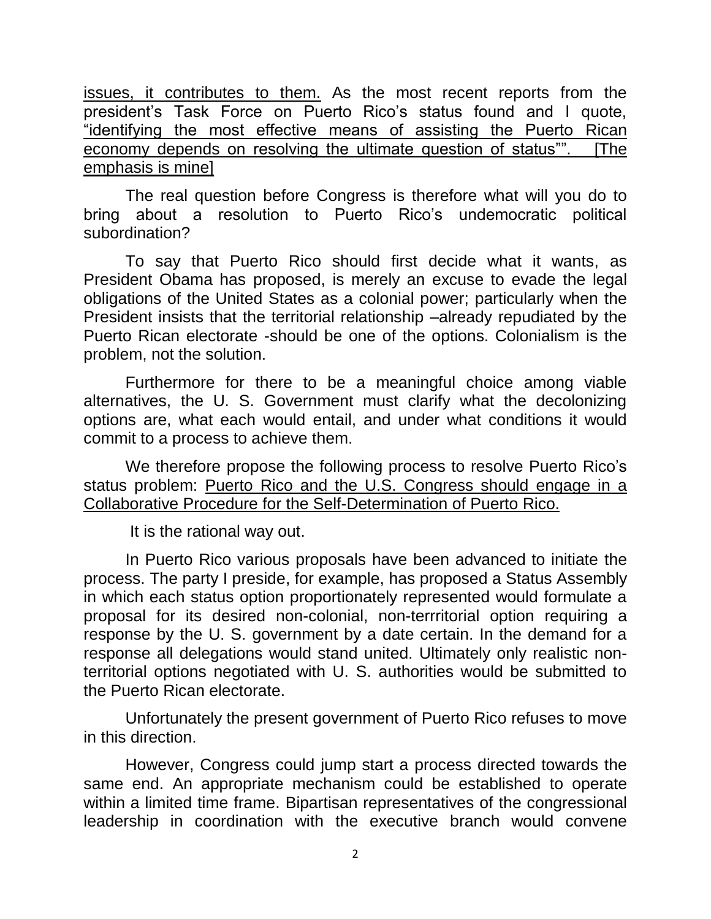issues, it contributes to them. As the most recent reports from the president's Task Force on Puerto Rico's status found and I quote, "identifying the most effective means of assisting the Puerto Rican economy depends on resolving the ultimate question of status"". [The emphasis is mine]

The real question before Congress is therefore what will you do to bring about a resolution to Puerto Rico's undemocratic political subordination?

To say that Puerto Rico should first decide what it wants, as President Obama has proposed, is merely an excuse to evade the legal obligations of the United States as a colonial power; particularly when the President insists that the territorial relationship –already repudiated by the Puerto Rican electorate -should be one of the options. Colonialism is the problem, not the solution.

Furthermore for there to be a meaningful choice among viable alternatives, the U. S. Government must clarify what the decolonizing options are, what each would entail, and under what conditions it would commit to a process to achieve them.

We therefore propose the following process to resolve Puerto Rico's status problem: Puerto Rico and the U.S. Congress should engage in a Collaborative Procedure for the Self-Determination of Puerto Rico.

It is the rational way out.

In Puerto Rico various proposals have been advanced to initiate the process. The party I preside, for example, has proposed a Status Assembly in which each status option proportionately represented would formulate a proposal for its desired non-colonial, non-terrritorial option requiring a response by the U. S. government by a date certain. In the demand for a response all delegations would stand united. Ultimately only realistic non-territorial options negotiated with U. S. authorities would be submitted to the Puerto Rican electorate.

Unfortunately the present government of Puerto Rico refuses to move in this direction.

However, Congress could jump start a process directed towards the same end. An appropriate mechanism could be established to operate within a limited time frame. Bipartisan representatives of the congressional leadership in coordination with the executive branch would convene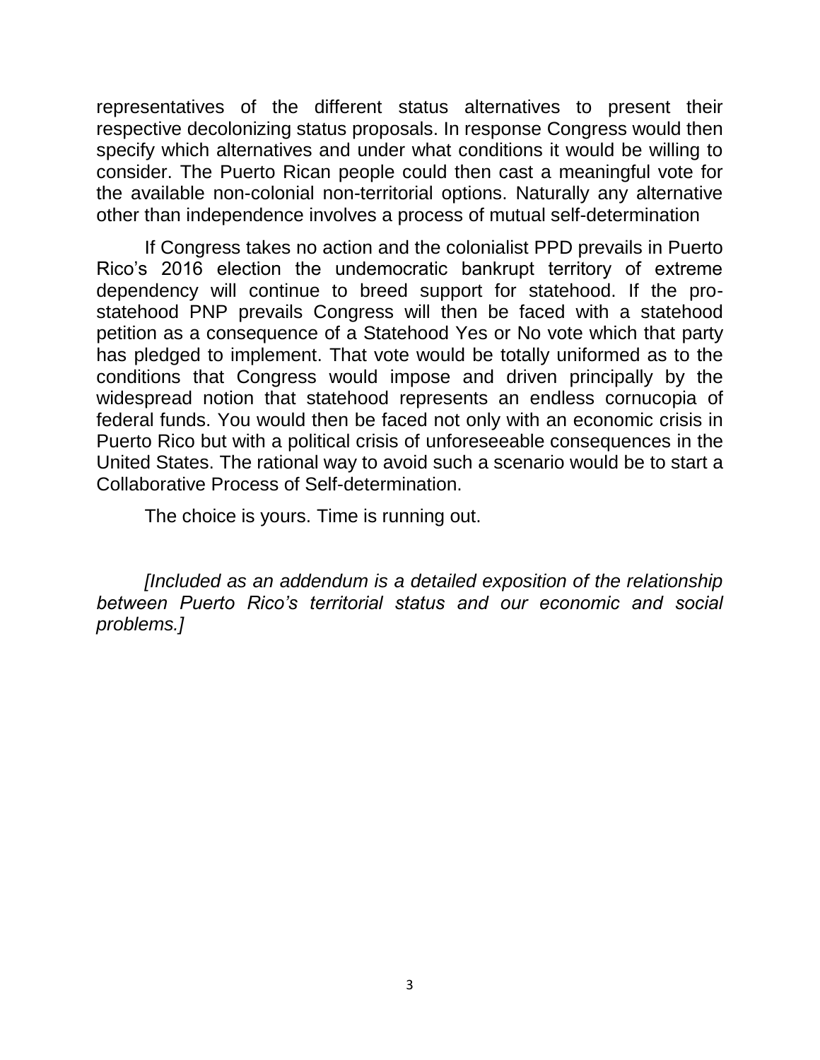representatives of the different status alternatives to present their respective decolonizing status proposals. In response Congress would then specify which alternatives and under what conditions it would be willing to consider. The Puerto Rican people could then cast a meaningful vote for the available non-colonial non-territorial options. Naturally any alternative other than independence involves a process of mutual self-determination

If Congress takes no action and the colonialist PPD prevails in Puerto Rico's 2016 election the undemocratic bankrupt territory of extreme dependency will continue to breed support for statehood. If the pro-statehood PNP prevails Congress will then be faced with a statehood petition as a consequence of a Statehood Yes or No vote which that party has pledged to implement. That vote would be totally uniformed as to the conditions that Congress would impose and driven principally by the widespread notion that statehood represents an endless cornucopia of federal funds. You would then be faced not only with an economic crisis in Puerto Rico but with a political crisis of unforeseeable consequences in the United States. The rational way to avoid such a scenario would be to start a Collaborative Process of Self-determination.

The choice is yours. Time is running out.

*[Included as an addendum is a detailed exposition of the relationship between Puerto Rico's territorial status and our economic and social problems.]*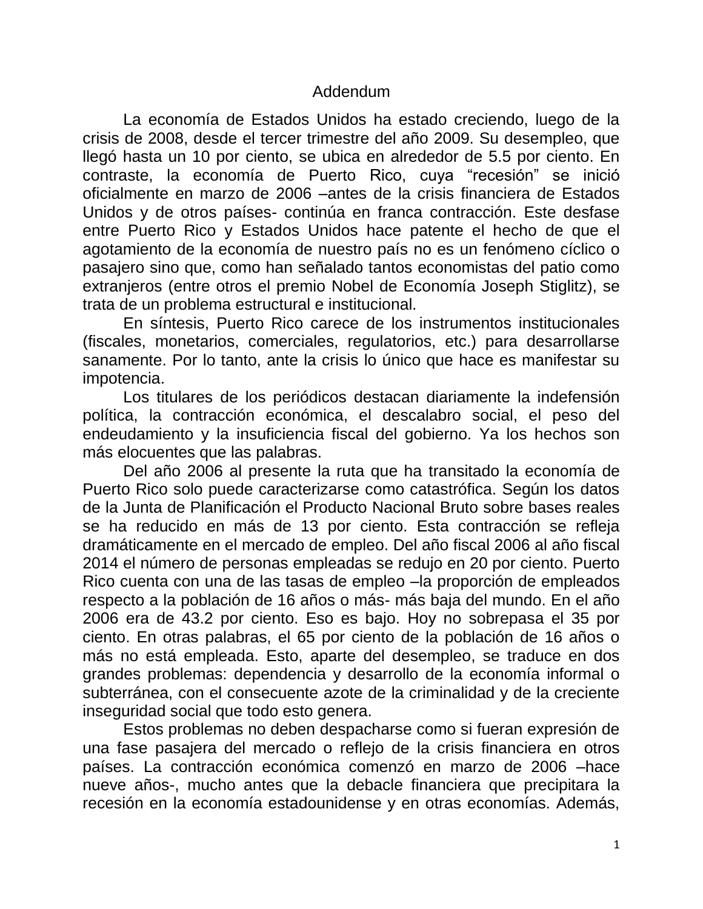# Addendum

La economía de Estados Unidos ha estado creciendo, luego de la crisis de 2008, desde el tercer trimestre del año 2009. Su desempleo, que llegó hasta un 10 por ciento, se ubica en alrededor de 5.5 por ciento. En contraste, la economía de Puerto Rico, cuya "recesión" se inició oficialmente en marzo de 2006 –antes de la crisis financiera de Estados Unidos y de otros países- continúa en franca contracción. Este desfase entre Puerto Rico y Estados Unidos hace patente el hecho de que el agotamiento de la economía de nuestro país no es un fenómeno cíclico o pasajero sino que, como han señalado tantos economistas del patio como extranjeros (entre otros el premio Nobel de Economía Joseph Stiglitz), se trata de un problema estructural e institucional.

En síntesis, Puerto Rico carece de los instrumentos institucionales (fiscales, monetarios, comerciales, regulatorios, etc.) para desarrollarse sanamente. Por lo tanto, ante la crisis lo único que hace es manifestar su impotencia.

Los titulares de los periódicos destacan diariamente la indefensión política, la contracción económica, el descalabro social, el peso del endeudamiento y la insuficiencia fiscal del gobierno. Ya los hechos son más elocuentes que las palabras.

Del año 2006 al presente la ruta que ha transitado la economía de Puerto Rico solo puede caracterizarse como catastrófica. Según los datos de la Junta de Planificación el Producto Nacional Bruto sobre bases reales se ha reducido en más de 13 por ciento. Esta contracción se refleja dramáticamente en el mercado de empleo. Del año fiscal 2006 al año fiscal 2014 el número de personas empleadas se redujo en 20 por ciento. Puerto Rico cuenta con una de las tasas de empleo –la proporción de empleados respecto a la población de 16 años o más- más baja del mundo. En el año 2006 era de 43.2 por ciento. Eso es bajo. Hoy no sobrepasa el 35 por ciento. En otras palabras, el 65 por ciento de la población de 16 años o más no está empleada. Esto, aparte del desempleo, se traduce en dos grandes problemas: dependencia y desarrollo de la economía informal o subterránea, con el consecuente azote de la criminalidad y de la creciente inseguridad social que todo esto genera.

Estos problemas no deben despacharse como si fueran expresión de una fase pasajera del mercado o reflejo de la crisis financiera en otros países. La contracción económica comenzó en marzo de 2006 –hace nueve años-, mucho antes que la debacle financiera que precipitara la recesión en la economía estadounidense y en otras economías. Además,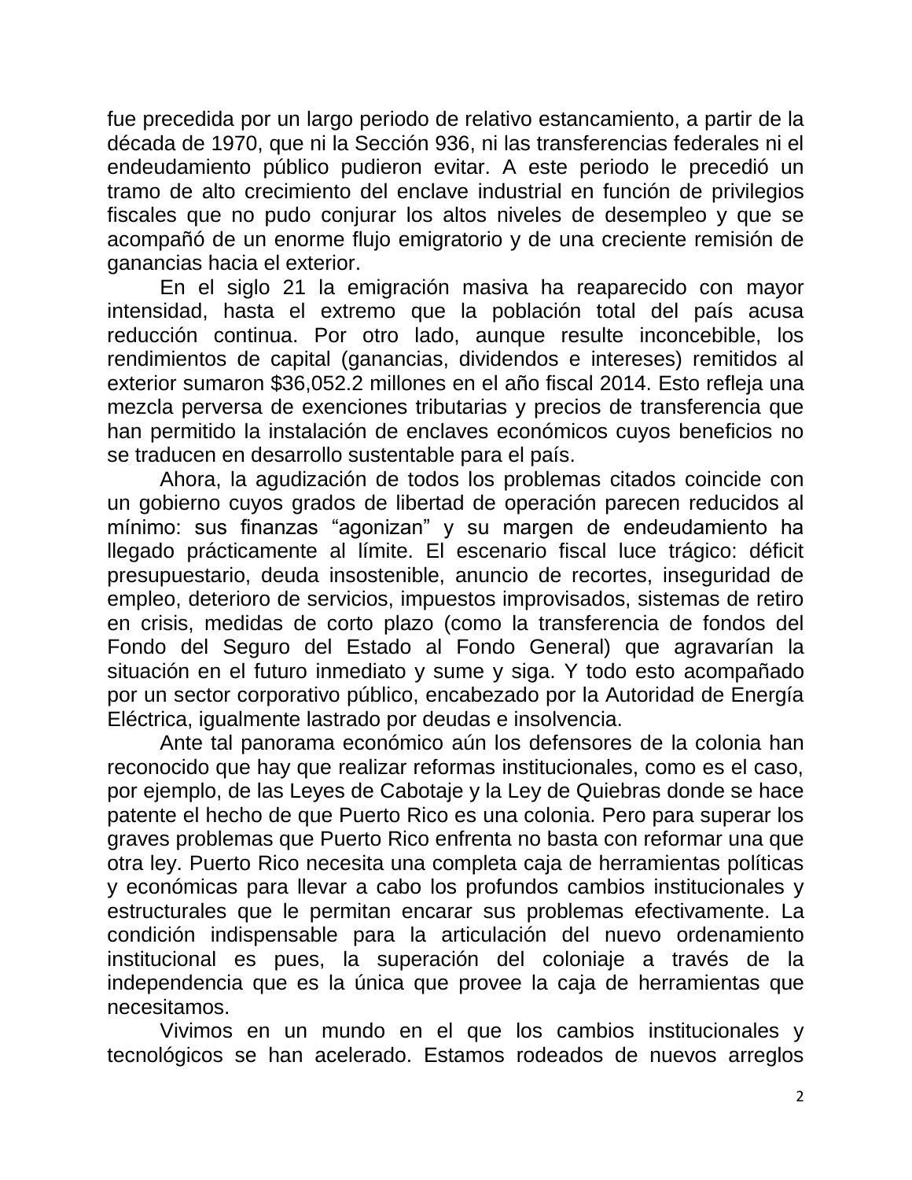fue precedida por un largo periodo de relativo estancamiento, a partir de la década de 1970, que ni la Sección 936, ni las transferencias federales ni el endeudamiento público pudieron evitar. A este periodo le precedió un tramo de alto crecimiento del enclave industrial en función de privilegios fiscales que no pudo conjurar los altos niveles de desempleo y que se acompañó de un enorme flujo emigratorio y de una creciente remisión de ganancias hacia el exterior.

En el siglo 21 la emigración masiva ha reaparecido con mayor intensidad, hasta el extremo que la población total del país acusa reducción continua. Por otro lado, aunque resulte inconcebible, los rendimientos de capital (ganancias, dividendos e intereses) remitidos al exterior sumaron $36,052.2 millones en el año fiscal 2014. Esto refleja una mezcla perversa de exenciones tributarias y precios de transferencia que han permitido la instalación de enclaves económicos cuyos beneficios no se traducen en desarrollo sustentable para el país.

Ahora, la agudización de todos los problemas citados coincide con un gobierno cuyos grados de libertad de operación parecen reducidos al mínimo: sus finanzas "agonizan" y su margen de endeudamiento ha llegado prácticamente al límite. El escenario fiscal luce trágico: déficit presupuestario, deuda insostenible, anuncio de recortes, inseguridad de empleo, deterioro de servicios, impuestos improvisados, sistemas de retiro en crisis, medidas de corto plazo (como la transferencia de fondos del Fondo del Seguro del Estado al Fondo General) que agravarían la situación en el futuro inmediato y sume y siga. Y todo esto acompañado por un sector corporativo público, encabezado por la Autoridad de Energía Eléctrica, igualmente lastrado por deudas e insolvencia.

Ante tal panorama económico aún los defensores de la colonia han reconocido que hay que realizar reformas institucionales, como es el caso, por ejemplo, de las Leyes de Cabotaje y la Ley de Quiebras donde se hace patente el hecho de que Puerto Rico es una colonia. Pero para superar los graves problemas que Puerto Rico enfrenta no basta con reformar una que otra ley. Puerto Rico necesita una completa caja de herramientas políticas y económicas para llevar a cabo los profundos cambios institucionales y estructurales que le permitan encarar sus problemas efectivamente. La condición indispensable para la articulación del nuevo ordenamiento institucional es pues, la superación del coloniaje a través de la independencia que es la única que provee la caja de herramientas que necesitamos.

Vivimos en un mundo en el que los cambios institucionales y tecnológicos se han acelerado. Estamos rodeados de nuevos arreglos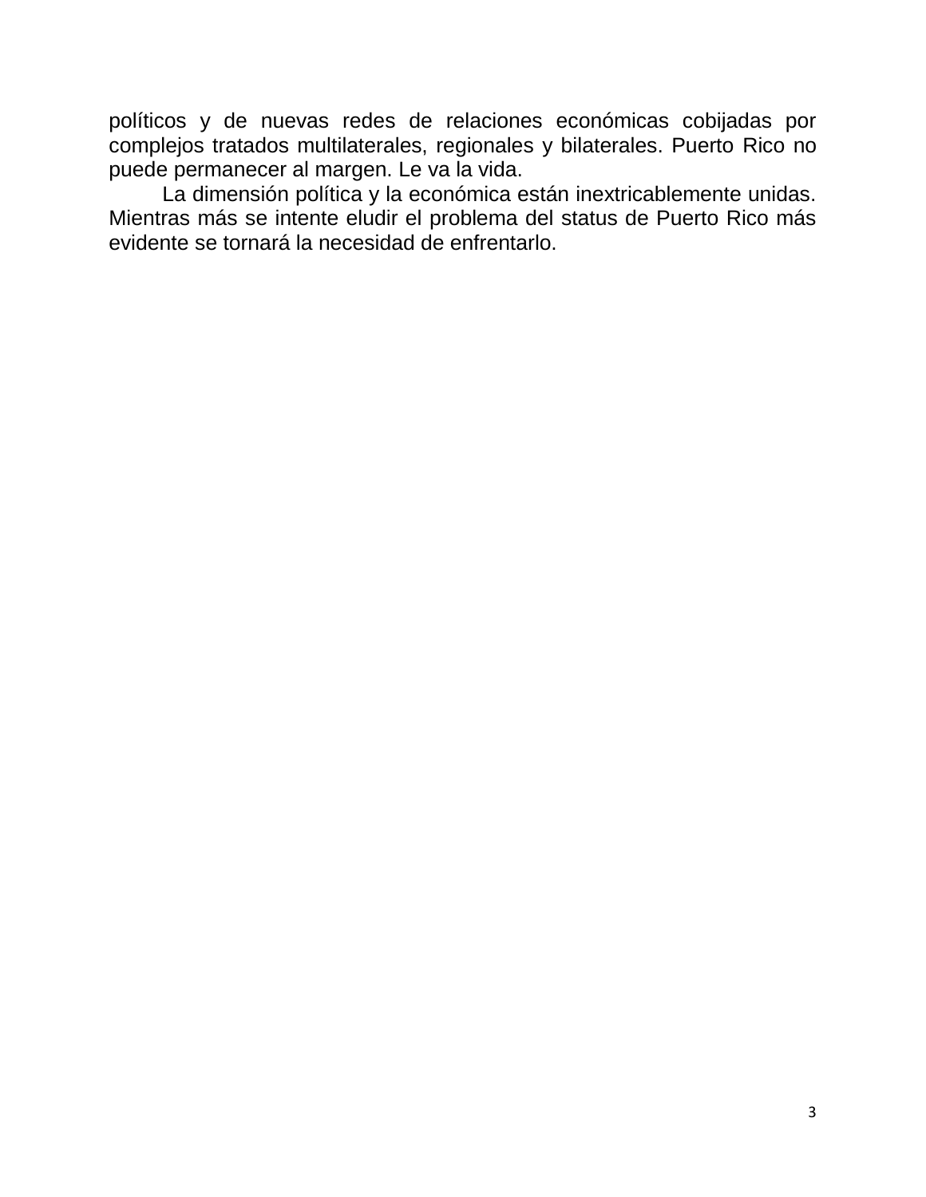políticos y de nuevas redes de relaciones económicas cobijadas por complejos tratados multilaterales, regionales y bilaterales. Puerto Rico no puede permanecer al margen. Le va la vida.

La dimensión política y la económica están inextricablemente unidas. Mientras más se intente eludir el problema del status de Puerto Rico más evidente se tornará la necesidad de enfrentarlo.